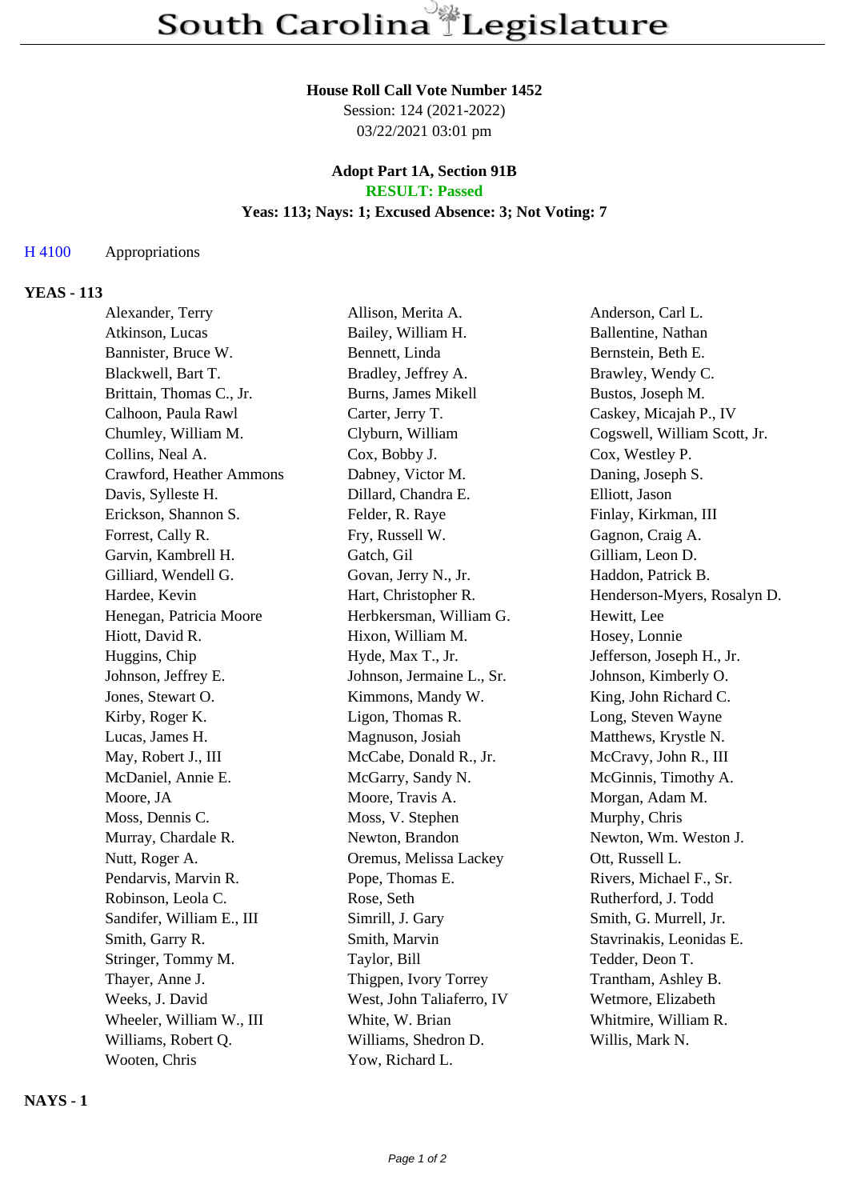# South Carolina Legislature

**House Roll Call Vote Number 1452**
Session: 124 (2021-2022)
03/22/2021 03:01 pm

**Adopt Part 1A, Section 91B**
**RESULT: Passed**
**Yeas: 113; Nays: 1; Excused Absence: 3; Not Voting: 7**

H 4100 Appropriations

## YEAS - 113

| | | |
|---|---|---|
| Alexander, Terry | Allison, Merita A. | Anderson, Carl L. |
| Atkinson, Lucas | Bailey, William H. | Ballentine, Nathan |
| Bannister, Bruce W. | Bennett, Linda | Bernstein, Beth E. |
| Blackwell, Bart T. | Bradley, Jeffrey A. | Brawley, Wendy C. |
| Brittain, Thomas C., Jr. | Burns, James Mikell | Bustos, Joseph M. |
| Calhoon, Paula Rawl | Carter, Jerry T. | Caskey, Micajah P., IV |
| Chumley, William M. | Clyburn, William | Cogswell, William Scott, Jr. |
| Collins, Neal A. | Cox, Bobby J. | Cox, Westley P. |
| Crawford, Heather Ammons | Dabney, Victor M. | Daning, Joseph S. |
| Davis, Sylleste H. | Dillard, Chandra E. | Elliott, Jason |
| Erickson, Shannon S. | Felder, R. Raye | Finlay, Kirkman, III |
| Forrest, Cally R. | Fry, Russell W. | Gagnon, Craig A. |
| Garvin, Kambrell H. | Gatch, Gil | Gilliam, Leon D. |
| Gilliard, Wendell G. | Govan, Jerry N., Jr. | Haddon, Patrick B. |
| Hardee, Kevin | Hart, Christopher R. | Henderson-Myers, Rosalyn D. |
| Henegan, Patricia Moore | Herbkersman, William G. | Hewitt, Lee |
| Hiott, David R. | Hixon, William M. | Hosey, Lonnie |
| Huggins, Chip | Hyde, Max T., Jr. | Jefferson, Joseph H., Jr. |
| Johnson, Jeffrey E. | Johnson, Jermaine L., Sr. | Johnson, Kimberly O. |
| Jones, Stewart O. | Kimmons, Mandy W. | King, John Richard C. |
| Kirby, Roger K. | Ligon, Thomas R. | Long, Steven Wayne |
| Lucas, James H. | Magnuson, Josiah | Matthews, Krystle N. |
| May, Robert J., III | McCabe, Donald R., Jr. | McCravy, John R., III |
| McDaniel, Annie E. | McGarry, Sandy N. | McGinnis, Timothy A. |
| Moore, JA | Moore, Travis A. | Morgan, Adam M. |
| Moss, Dennis C. | Moss, V. Stephen | Murphy, Chris |
| Murray, Chardale R. | Newton, Brandon | Newton, Wm. Weston J. |
| Nutt, Roger A. | Oremus, Melissa Lackey | Ott, Russell L. |
| Pendarvis, Marvin R. | Pope, Thomas E. | Rivers, Michael F., Sr. |
| Robinson, Leola C. | Rose, Seth | Rutherford, J. Todd |
| Sandifer, William E., III | Simrill, J. Gary | Smith, G. Murrell, Jr. |
| Smith, Garry R. | Smith, Marvin | Stavrinakis, Leonidas E. |
| Stringer, Tommy M. | Taylor, Bill | Tedder, Deon T. |
| Thayer, Anne J. | Thigpen, Ivory Torrey | Trantham, Ashley B. |
| Weeks, J. David | West, John Taliaferro, IV | Wetmore, Elizabeth |
| Wheeler, William W., III | White, W. Brian | Whitmire, William R. |
| Williams, Robert Q. | Williams, Shedron D. | Willis, Mark N. |
| Wooten, Chris | Yow, Richard L. | |

## NAYS - 1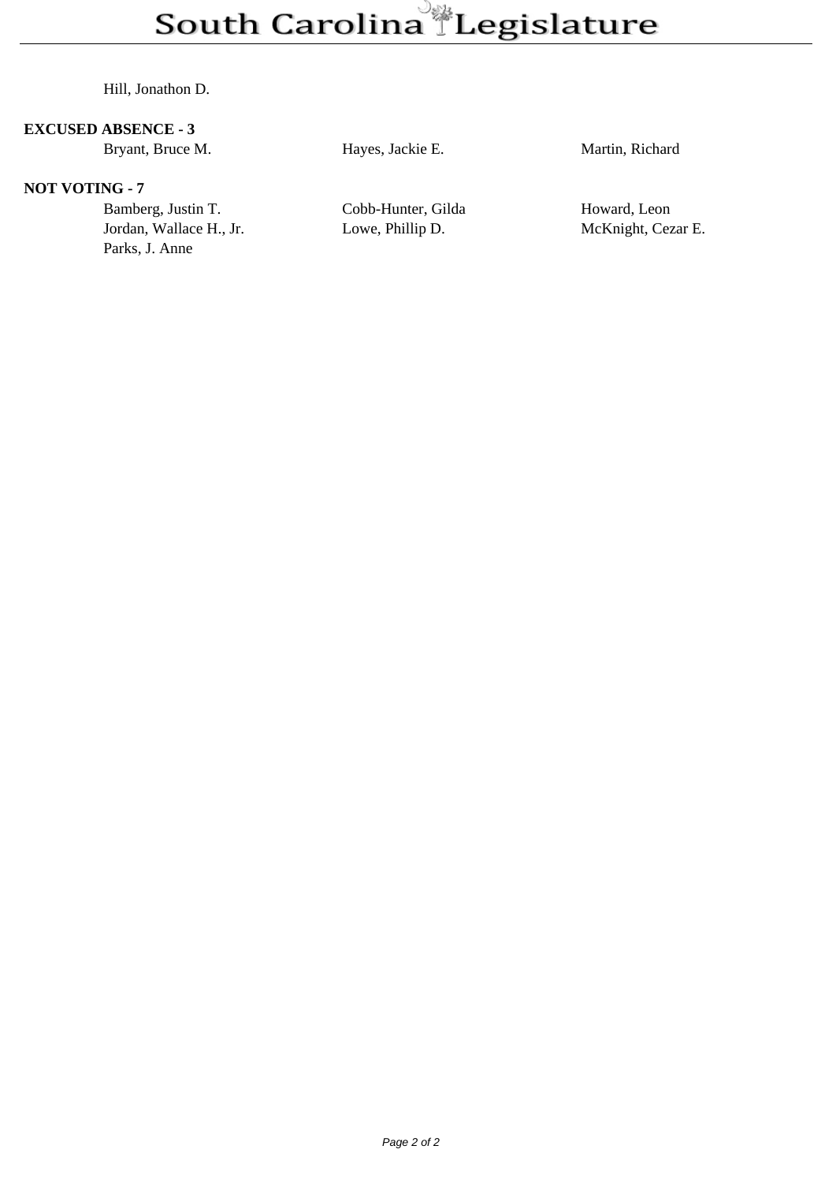Hill, Jonathon D.

**EXCUSED ABSENCE - 3**

| | | |
|---|---|---|
| Bryant, Bruce M. | Hayes, Jackie E. | Martin, Richard |

**NOT VOTING - 7**

| | | |
|---|---|---|
| Bamberg, Justin T. | Cobb-Hunter, Gilda | Howard, Leon |
| Jordan, Wallace H., Jr. | Lowe, Phillip D. | McKnight, Cezar E. |
| Parks, J. Anne | | |